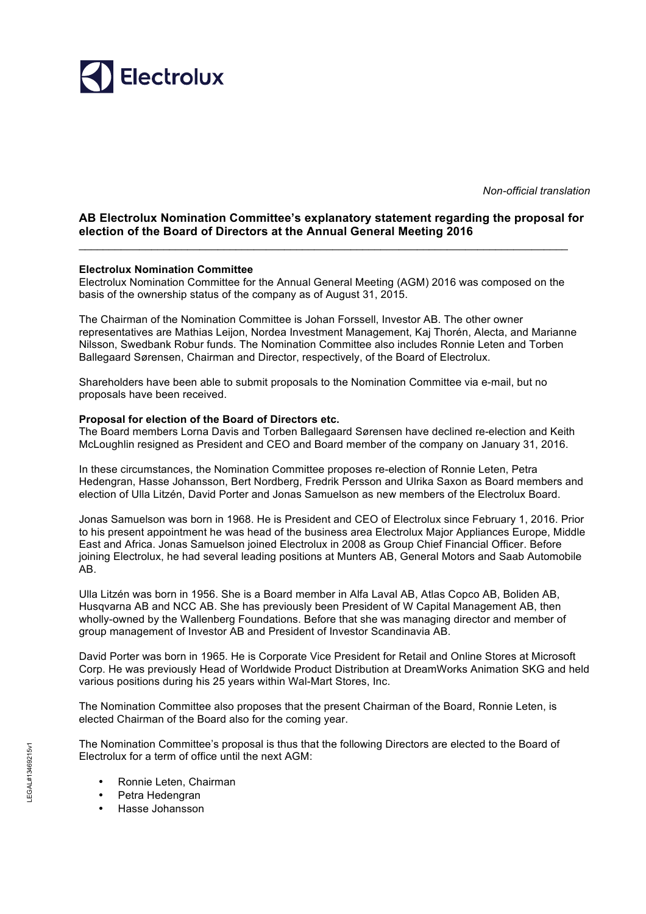Electrolux

*Non-official translation*

## AB Electrolux Nomination Committee's explanatory statement regarding the proposal for election of the Board of Directors at the Annual General Meeting 2016

**Electrolux Nomination Committee**

Electrolux Nomination Committee for the Annual General Meeting (AGM) 2016 was composed on the basis of the ownership status of the company as of August 31, 2015.

The Chairman of the Nomination Committee is Johan Forssell, Investor AB. The other owner representatives are Mathias Leijon, Nordea Investment Management, Kaj Thorén, Alecta, and Marianne Nilsson, Swedbank Robur funds. The Nomination Committee also includes Ronnie Leten and Torben Ballegaard Sørensen, Chairman and Director, respectively, of the Board of Electrolux.

Shareholders have been able to submit proposals to the Nomination Committee via e-mail, but no proposals have been received.

**Proposal for election of the Board of Directors etc.**

The Board members Lorna Davis and Torben Ballegaard Sørensen have declined re-election and Keith McLoughlin resigned as President and CEO and Board member of the company on January 31, 2016.

In these circumstances, the Nomination Committee proposes re-election of Ronnie Leten, Petra Hedengran, Hasse Johansson, Bert Nordberg, Fredrik Persson and Ulrika Saxon as Board members and election of Ulla Litzén, David Porter and Jonas Samuelson as new members of the Electrolux Board.

Jonas Samuelson was born in 1968. He is President and CEO of Electrolux since February 1, 2016. Prior to his present appointment he was head of the business area Electrolux Major Appliances Europe, Middle East and Africa. Jonas Samuelson joined Electrolux in 2008 as Group Chief Financial Officer. Before joining Electrolux, he had several leading positions at Munters AB, General Motors and Saab Automobile AB.

Ulla Litzén was born in 1956. She is a Board member in Alfa Laval AB, Atlas Copco AB, Boliden AB, Husqvarna AB and NCC AB. She has previously been President of W Capital Management AB, then wholly-owned by the Wallenberg Foundations. Before that she was managing director and member of group management of Investor AB and President of Investor Scandinavia AB.

David Porter was born in 1965. He is Corporate Vice President for Retail and Online Stores at Microsoft Corp. He was previously Head of Worldwide Product Distribution at DreamWorks Animation SKG and held various positions during his 25 years within Wal-Mart Stores, Inc.

The Nomination Committee also proposes that the present Chairman of the Board, Ronnie Leten, is elected Chairman of the Board also for the coming year.

The Nomination Committee's proposal is thus that the following Directors are elected to the Board of Electrolux for a term of office until the next AGM:

- Ronnie Leten, Chairman
- Petra Hedengran
- Hasse Johansson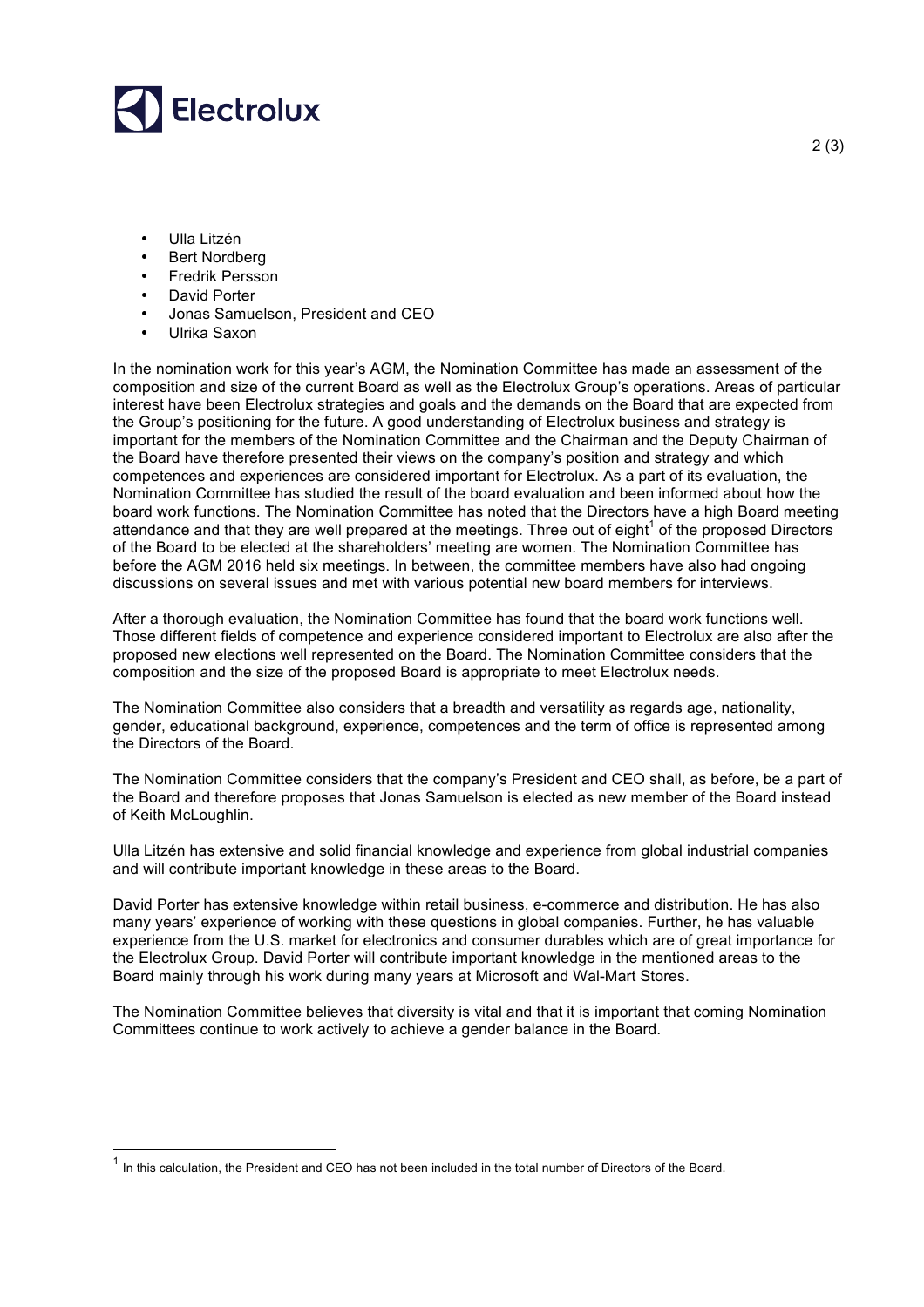- Ulla Litzén
- Bert Nordberg
- Fredrik Persson
- David Porter
- Jonas Samuelson, President and CEO
- Ulrika Saxon

In the nomination work for this year's AGM, the Nomination Committee has made an assessment of the composition and size of the current Board as well as the Electrolux Group's operations. Areas of particular interest have been Electrolux strategies and goals and the demands on the Board that are expected from the Group's positioning for the future. A good understanding of Electrolux business and strategy is important for the members of the Nomination Committee and the Chairman and the Deputy Chairman of the Board have therefore presented their views on the company's position and strategy and which competences and experiences are considered important for Electrolux. As a part of its evaluation, the Nomination Committee has studied the result of the board evaluation and been informed about how the board work functions. The Nomination Committee has noted that the Directors have a high Board meeting attendance and that they are well prepared at the meetings. Three out of eight[1] of the proposed Directors of the Board to be elected at the shareholders' meeting are women. The Nomination Committee has before the AGM 2016 held six meetings. In between, the committee members have also had ongoing discussions on several issues and met with various potential new board members for interviews.

After a thorough evaluation, the Nomination Committee has found that the board work functions well. Those different fields of competence and experience considered important to Electrolux are also after the proposed new elections well represented on the Board. The Nomination Committee considers that the composition and the size of the proposed Board is appropriate to meet Electrolux needs.

The Nomination Committee also considers that a breadth and versatility as regards age, nationality, gender, educational background, experience, competences and the term of office is represented among the Directors of the Board.

The Nomination Committee considers that the company's President and CEO shall, as before, be a part of the Board and therefore proposes that Jonas Samuelson is elected as new member of the Board instead of Keith McLoughlin.

Ulla Litzén has extensive and solid financial knowledge and experience from global industrial companies and will contribute important knowledge in these areas to the Board.

David Porter has extensive knowledge within retail business, e-commerce and distribution. He has also many years' experience of working with these questions in global companies. Further, he has valuable experience from the U.S. market for electronics and consumer durables which are of great importance for the Electrolux Group. David Porter will contribute important knowledge in the mentioned areas to the Board mainly through his work during many years at Microsoft and Wal-Mart Stores.

The Nomination Committee believes that diversity is vital and that it is important that coming Nomination Committees continue to work actively to achieve a gender balance in the Board.

---

[1] In this calculation, the President and CEO has not been included in the total number of Directors of the Board.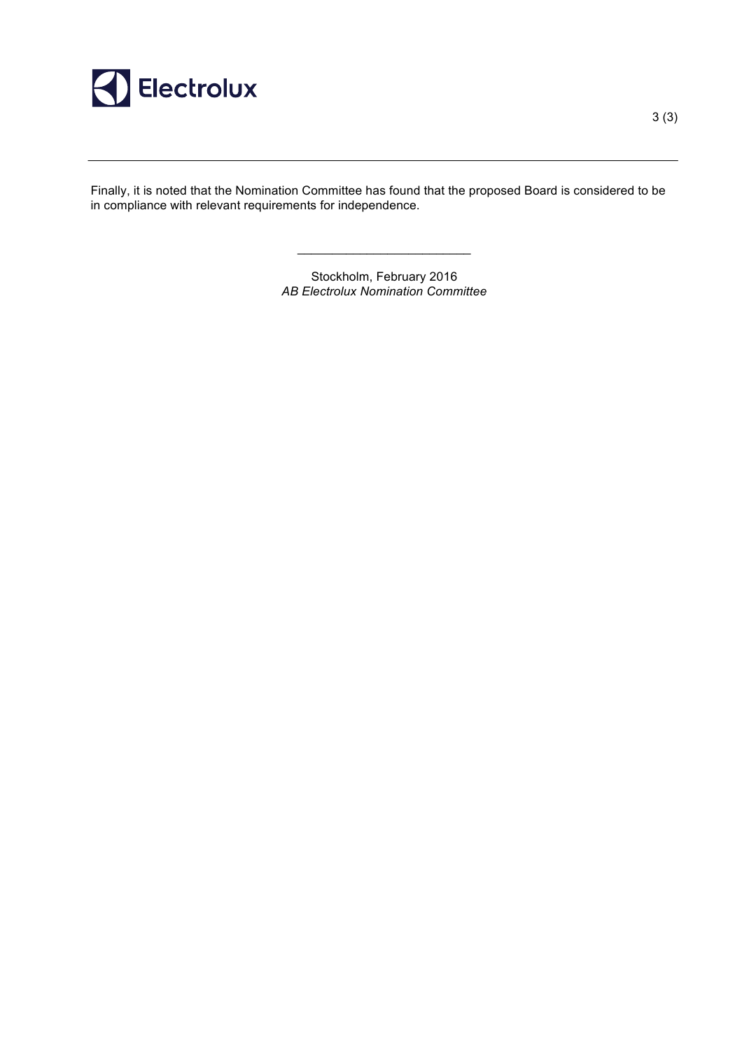Finally, it is noted that the Nomination Committee has found that the proposed Board is considered to be in compliance with relevant requirements for independence.

\_\_\_\_\_\_\_\_\_\_\_\_\_\_\_\_\_\_\_\_\_\_\_\_\_\_

Stockholm, February 2016
*AB Electrolux Nomination Committee*